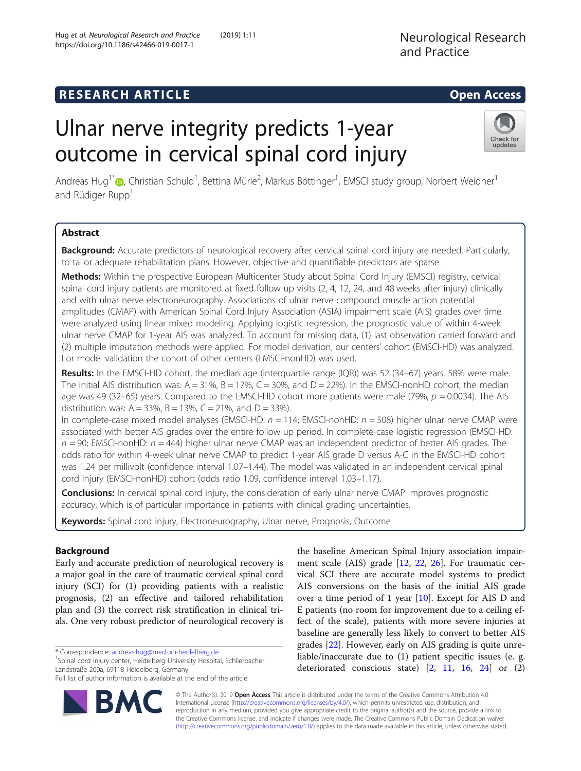RESEARCH ARTICLE

Open Access

# Ulnar nerve integrity predicts 1-year outcome in cervical spinal cord injury

Andreas Hug[1*], Christian Schuld[1], Bettina Mürle[2], Markus Böttinger[1], EMSCI study group, Norbert Weidner[1] and Rüdiger Rupp[1]

## Abstract

**Background:** Accurate predictors of neurological recovery after cervical spinal cord injury are needed. Particularly, to tailor adequate rehabilitation plans. However, objective and quantifiable predictors are sparse.

**Methods:** Within the prospective European Multicenter Study about Spinal Cord Injury (EMSCI) registry, cervical spinal cord injury patients are monitored at fixed follow up visits (2, 4, 12, 24, and 48 weeks after injury) clinically and with ulnar nerve electroneurography. Associations of ulnar nerve compound muscle action potential amplitudes (CMAP) with American Spinal Cord Injury Association (ASIA) impairment scale (AIS) grades over time were analyzed using linear mixed modeling. Applying logistic regression, the prognostic value of within 4-week ulnar nerve CMAP for 1-year AIS was analyzed. To account for missing data, (1) last observation carried forward and (2) multiple imputation methods were applied. For model derivation, our centers' cohort (EMSCI-HD) was analyzed. For model validation the cohort of other centers (EMSCI-nonHD) was used.

**Results:** In the EMSCI-HD cohort, the median age (interquartile range (IQR)) was 52 (34–67) years. 58% were male. The initial AIS distribution was: A = 31%, B = 17%, C = 30%, and D = 22%). In the EMSCI-nonHD cohort, the median age was 49 (32–65) years. Compared to the EMSCI-HD cohort more patients were male (79%, $p = 0.0034$). The AIS distribution was: A = 33%, B = 13%, C = 21%, and D = 33%).

In complete-case mixed model analyses (EMSCI-HD: $n = 114$; EMSCI-nonHD: $n = 508$) higher ulnar nerve CMAP were associated with better AIS grades over the entire follow up period. In complete-case logistic regression (EMSCI-HD: $n = 90$; EMSCI-nonHD: $n = 444$) higher ulnar nerve CMAP was an independent predictor of better AIS grades. The odds ratio for within 4-week ulnar nerve CMAP to predict 1-year AIS grade D versus A-C in the EMSCI-HD cohort was 1.24 per millivolt (confidence interval 1.07–1.44). The model was validated in an independent cervical spinal cord injury (EMSCI-nonHD) cohort (odds ratio 1.09, confidence interval 1.03–1.17).

**Conclusions:** In cervical spinal cord injury, the consideration of early ulnar nerve CMAP improves prognostic accuracy, which is of particular importance in patients with clinical grading uncertainties.

**Keywords:** Spinal cord injury, Electroneurography, Ulnar nerve, Prognosis, Outcome

## Background

Early and accurate prediction of neurological recovery is a major goal in the care of traumatic cervical spinal cord injury (SCI) for (1) providing patients with a realistic prognosis, (2) an effective and tailored rehabilitation plan and (3) the correct risk stratification in clinical trials. One very robust predictor of neurological recovery is the baseline American Spinal Injury association impairment scale (AIS) grade [12, 22, 26]. For traumatic cervical SCI there are accurate model systems to predict AIS conversions on the basis of the initial AIS grade over a time period of 1 year [10]. Except for AIS D and E patients (no room for improvement due to a ceiling effect of the scale), patients with more severe injuries at baseline are generally less likely to convert to better AIS grades [22]. However, early on AIS grading is quite unreliable/inaccurate due to (1) patient specific issues (e. g. deteriorated conscious state) [2, 11, 16, 24] or (2)

* Correspondence: andreas.hug@med.uni-heidelberg.de
[1]Spinal cord injury center, Heidelberg University Hospital, Schlierbacher Landstraße 200a, 69118 Heidelberg, Germany
Full list of author information is available at the end of the article

© The Author(s). 2019 **Open Access** This article is distributed under the terms of the Creative Commons Attribution 4.0 International License (http://creativecommons.org/licenses/by/4.0/), which permits unrestricted use, distribution, and reproduction in any medium, provided you give appropriate credit to the original author(s) and the source, provide a link to the Creative Commons license, and indicate if changes were made. The Creative Commons Public Domain Dedication waiver (http://creativecommons.org/publicdomain/zero/1.0/) applies to the data made available in this article, unless otherwise stated.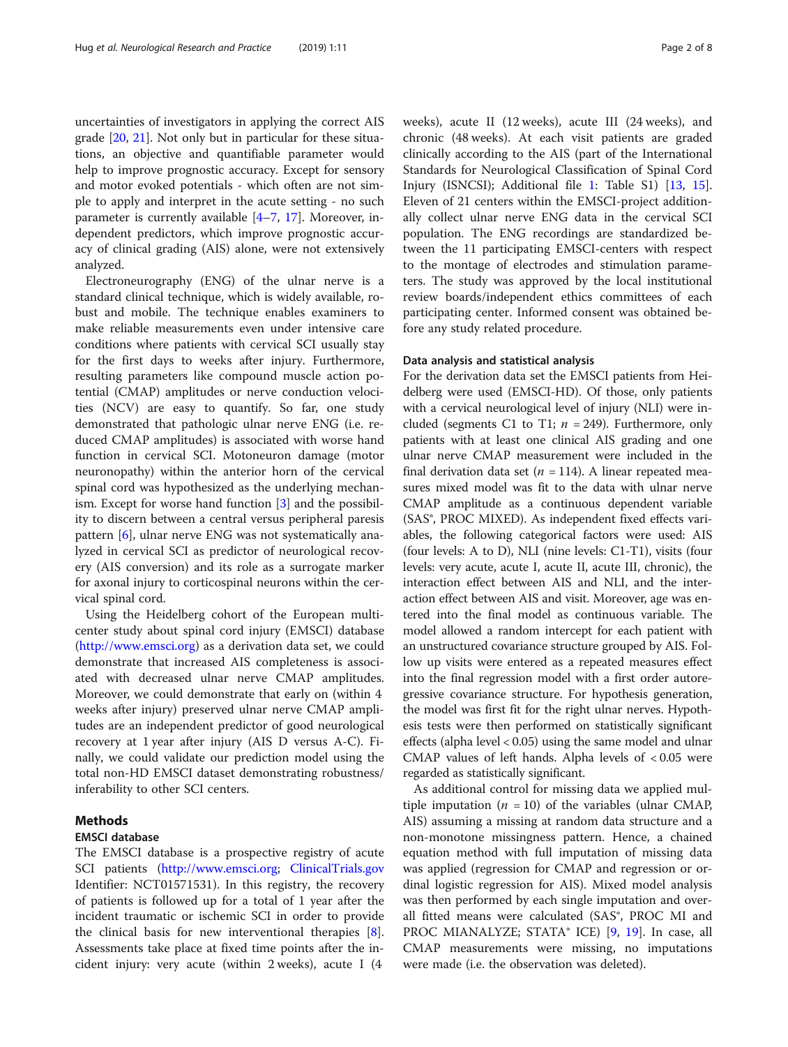uncertainties of investigators in applying the correct AIS grade [20, 21]. Not only but in particular for these situations, an objective and quantifiable parameter would help to improve prognostic accuracy. Except for sensory and motor evoked potentials - which often are not simple to apply and interpret in the acute setting - no such parameter is currently available [4–7, 17]. Moreover, independent predictors, which improve prognostic accuracy of clinical grading (AIS) alone, were not extensively analyzed.

Electroneurography (ENG) of the ulnar nerve is a standard clinical technique, which is widely available, robust and mobile. The technique enables examiners to make reliable measurements even under intensive care conditions where patients with cervical SCI usually stay for the first days to weeks after injury. Furthermore, resulting parameters like compound muscle action potential (CMAP) amplitudes or nerve conduction velocities (NCV) are easy to quantify. So far, one study demonstrated that pathologic ulnar nerve ENG (i.e. reduced CMAP amplitudes) is associated with worse hand function in cervical SCI. Motoneuron damage (motor neuronopathy) within the anterior horn of the cervical spinal cord was hypothesized as the underlying mechanism. Except for worse hand function [3] and the possibility to discern between a central versus peripheral paresis pattern [6], ulnar nerve ENG was not systematically analyzed in cervical SCI as predictor of neurological recovery (AIS conversion) and its role as a surrogate marker for axonal injury to corticospinal neurons within the cervical spinal cord.

Using the Heidelberg cohort of the European multicenter study about spinal cord injury (EMSCI) database (http://www.emsci.org) as a derivation data set, we could demonstrate that increased AIS completeness is associated with decreased ulnar nerve CMAP amplitudes. Moreover, we could demonstrate that early on (within 4 weeks after injury) preserved ulnar nerve CMAP amplitudes are an independent predictor of good neurological recovery at 1 year after injury (AIS D versus A-C). Finally, we could validate our prediction model using the total non-HD EMSCI dataset demonstrating robustness/inferability to other SCI centers.

## Methods

### EMSCI database

The EMSCI database is a prospective registry of acute SCI patients (http://www.emsci.org; ClinicalTrials.gov Identifier: NCT01571531). In this registry, the recovery of patients is followed up for a total of 1 year after the incident traumatic or ischemic SCI in order to provide the clinical basis for new interventional therapies [8]. Assessments take place at fixed time points after the incident injury: very acute (within 2 weeks), acute I (4 weeks), acute II (12 weeks), acute III (24 weeks), and chronic (48 weeks). At each visit patients are graded clinically according to the AIS (part of the International Standards for Neurological Classification of Spinal Cord Injury (ISNCSCI); Additional file 1: Table S1) [13, 15]. Eleven of 21 centers within the EMSCI-project additionally collect ulnar nerve ENG data in the cervical SCI population. The ENG recordings are standardized between the 11 participating EMSCI-centers with respect to the montage of electrodes and stimulation parameters. The study was approved by the local institutional review boards/independent ethics committees of each participating center. Informed consent was obtained before any study related procedure.

### Data analysis and statistical analysis

For the derivation data set the EMSCI patients from Heidelberg were used (EMSCI-HD). Of those, only patients with a cervical neurological level of injury (NLI) were included (segments C1 to T1; $n = 249$). Furthermore, only patients with at least one clinical AIS grading and one ulnar nerve CMAP measurement were included in the final derivation data set ($n = 114$). A linear repeated measures mixed model was fit to the data with ulnar nerve CMAP amplitude as a continuous dependent variable (SAS®, PROC MIXED). As independent fixed effects variables, the following categorical factors were used: AIS (four levels: A to D), NLI (nine levels: C1-T1), visits (four levels: very acute, acute I, acute II, acute III, chronic), the interaction effect between AIS and NLI, and the interaction effect between AIS and visit. Moreover, age was entered into the final model as continuous variable. The model allowed a random intercept for each patient with an unstructured covariance structure grouped by AIS. Follow up visits were entered as a repeated measures effect into the final regression model with a first order autoregressive covariance structure. For hypothesis generation, the model was first fit for the right ulnar nerves. Hypothesis tests were then performed on statistically significant effects (alpha level < 0.05) using the same model and ulnar CMAP values of left hands. Alpha levels of < 0.05 were regarded as statistically significant.

As additional control for missing data we applied multiple imputation ($n = 10$) of the variables (ulnar CMAP, AIS) assuming a missing at random data structure and a non-monotone missingness pattern. Hence, a chained equation method with full imputation of missing data was applied (regression for CMAP and regression or ordinal logistic regression for AIS). Mixed model analysis was then performed by each single imputation and overall fitted means were calculated (SAS®, PROC MI and PROC MIANALYZE; STATA® ICE) [9, 19]. In case, all CMAP measurements were missing, no imputations were made (i.e. the observation was deleted).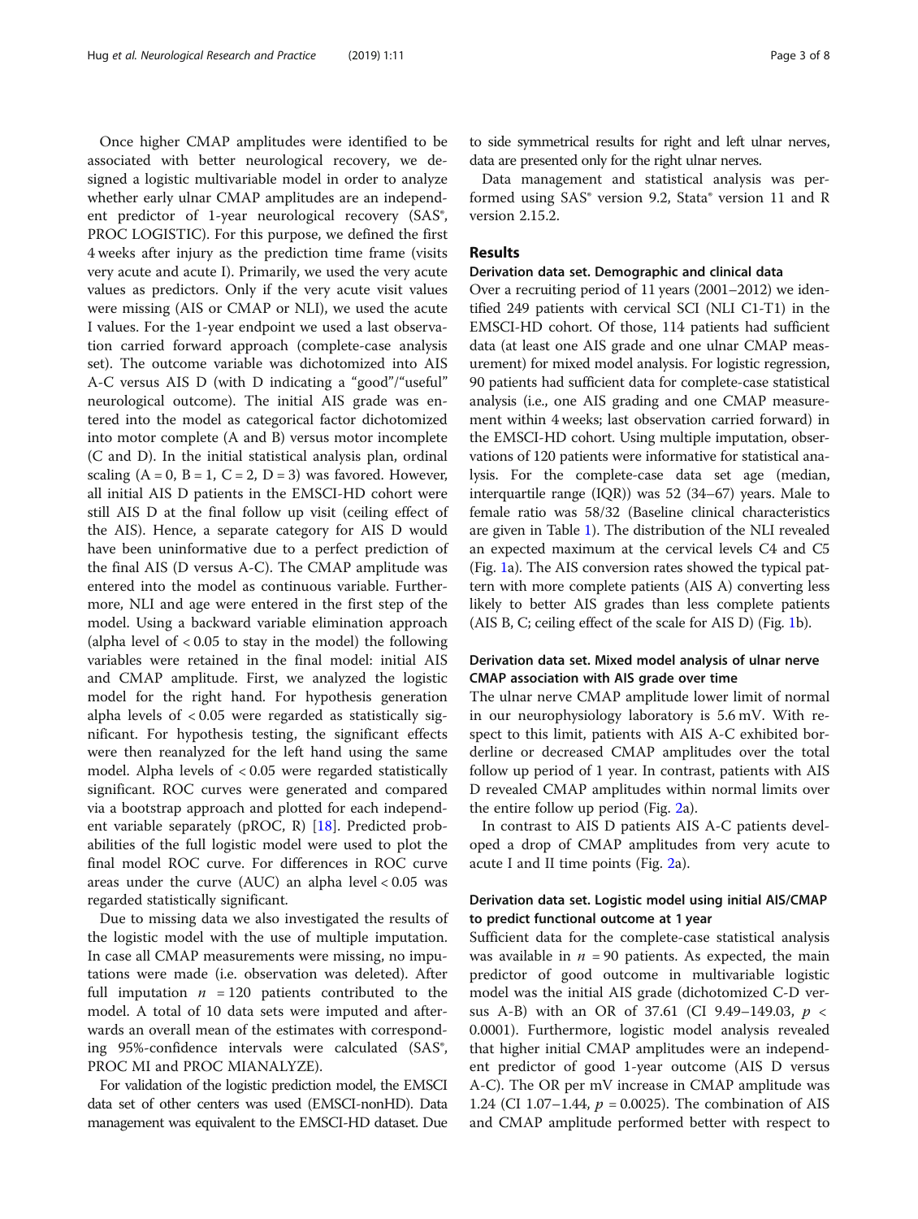Once higher CMAP amplitudes were identified to be associated with better neurological recovery, we designed a logistic multivariable model in order to analyze whether early ulnar CMAP amplitudes are an independent predictor of 1-year neurological recovery (SAS®, PROC LOGISTIC). For this purpose, we defined the first 4 weeks after injury as the prediction time frame (visits very acute and acute I). Primarily, we used the very acute values as predictors. Only if the very acute visit values were missing (AIS or CMAP or NLI), we used the acute I values. For the 1-year endpoint we used a last observation carried forward approach (complete-case analysis set). The outcome variable was dichotomized into AIS A-C versus AIS D (with D indicating a "good"/"useful" neurological outcome). The initial AIS grade was entered into the model as categorical factor dichotomized into motor complete (A and B) versus motor incomplete (C and D). In the initial statistical analysis plan, ordinal scaling (A = 0, B = 1, C = 2, D = 3) was favored. However, all initial AIS D patients in the EMSCI-HD cohort were still AIS D at the final follow up visit (ceiling effect of the AIS). Hence, a separate category for AIS D would have been uninformative due to a perfect prediction of the final AIS (D versus A-C). The CMAP amplitude was entered into the model as continuous variable. Furthermore, NLI and age were entered in the first step of the model. Using a backward variable elimination approach (alpha level of $< 0.05$ to stay in the model) the following variables were retained in the final model: initial AIS and CMAP amplitude. First, we analyzed the logistic model for the right hand. For hypothesis generation alpha levels of $< 0.05$ were regarded as statistically significant. For hypothesis testing, the significant effects were then reanalyzed for the left hand using the same model. Alpha levels of $< 0.05$ were regarded statistically significant. ROC curves were generated and compared via a bootstrap approach and plotted for each independent variable separately (pROC, R) [18]. Predicted probabilities of the full logistic model were used to plot the final model ROC curve. For differences in ROC curve areas under the curve (AUC) an alpha level $< 0.05$ was regarded statistically significant.

Due to missing data we also investigated the results of the logistic model with the use of multiple imputation. In case all CMAP measurements were missing, no imputations were made (i.e. observation was deleted). After full imputation $n = 120$ patients contributed to the model. A total of 10 data sets were imputed and afterwards an overall mean of the estimates with corresponding 95%-confidence intervals were calculated (SAS®, PROC MI and PROC MIANALYZE).

For validation of the logistic prediction model, the EMSCI data set of other centers was used (EMSCI-nonHD). Data management was equivalent to the EMSCI-HD dataset. Due to side symmetrical results for right and left ulnar nerves, data are presented only for the right ulnar nerves.

Data management and statistical analysis was performed using SAS® version 9.2, Stata® version 11 and R version 2.15.2.

## Results

### Derivation data set. Demographic and clinical data

Over a recruiting period of 11 years (2001–2012) we identified 249 patients with cervical SCI (NLI C1-T1) in the EMSCI-HD cohort. Of those, 114 patients had sufficient data (at least one AIS grade and one ulnar CMAP measurement) for mixed model analysis. For logistic regression, 90 patients had sufficient data for complete-case statistical analysis (i.e., one AIS grading and one CMAP measurement within 4 weeks; last observation carried forward) in the EMSCI-HD cohort. Using multiple imputation, observations of 120 patients were informative for statistical analysis. For the complete-case data set age (median, interquartile range (IQR)) was 52 (34–67) years. Male to female ratio was 58/32 (Baseline clinical characteristics are given in Table 1). The distribution of the NLI revealed an expected maximum at the cervical levels C4 and C5 (Fig. 1a). The AIS conversion rates showed the typical pattern with more complete patients (AIS A) converting less likely to better AIS grades than less complete patients (AIS B, C; ceiling effect of the scale for AIS D) (Fig. 1b).

### Derivation data set. Mixed model analysis of ulnar nerve CMAP association with AIS grade over time

The ulnar nerve CMAP amplitude lower limit of normal in our neurophysiology laboratory is 5.6 mV. With respect to this limit, patients with AIS A-C exhibited borderline or decreased CMAP amplitudes over the total follow up period of 1 year. In contrast, patients with AIS D revealed CMAP amplitudes within normal limits over the entire follow up period (Fig. 2a).

In contrast to AIS D patients AIS A-C patients developed a drop of CMAP amplitudes from very acute to acute I and II time points (Fig. 2a).

### Derivation data set. Logistic model using initial AIS/CMAP to predict functional outcome at 1 year

Sufficient data for the complete-case statistical analysis was available in $n = 90$ patients. As expected, the main predictor of good outcome in multivariable logistic model was the initial AIS grade (dichotomized C-D versus A-B) with an OR of 37.61 (CI 9.49–149.03, $p < 0.0001$). Furthermore, logistic model analysis revealed that higher initial CMAP amplitudes were an independent predictor of good 1-year outcome (AIS D versus A-C). The OR per mV increase in CMAP amplitude was 1.24 (CI 1.07–1.44, $p = 0.0025$). The combination of AIS and CMAP amplitude performed better with respect to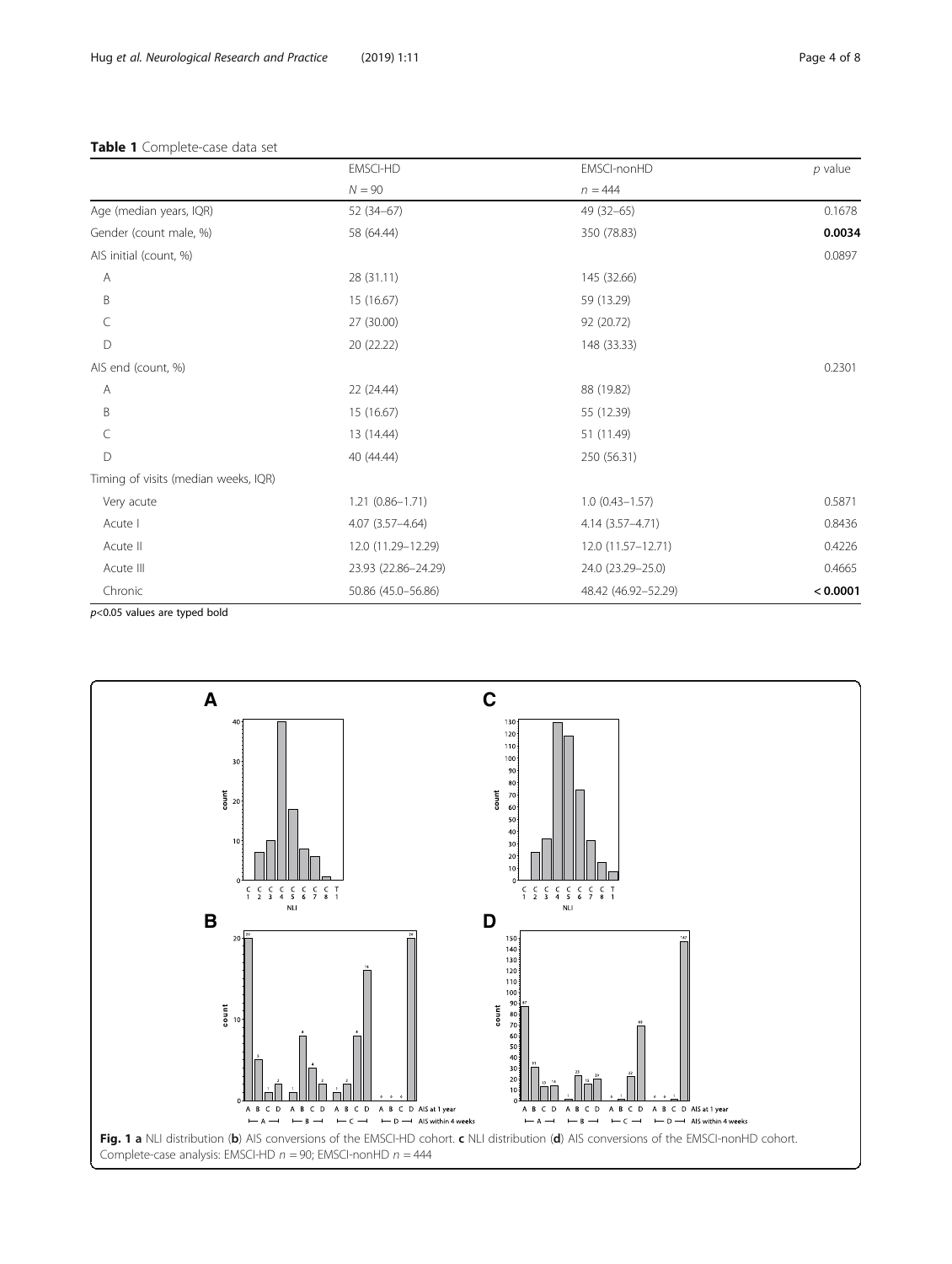**Table 1** Complete-case data set

| | EMSCI-HD | EMSCI-nonHD | *p* value |
|---|---|---|---|
| | *N* = 90 | *n* = 444 | |
| Age (median years, IQR) | 52 (34–67) | 49 (32–65) | 0.1678 |
| Gender (count male, %) | 58 (64.44) | 350 (78.83) | **0.0034** |
| AIS initial (count, %) | | | 0.0897 |
| A | 28 (31.11) | 145 (32.66) | |
| B | 15 (16.67) | 59 (13.29) | |
| C | 27 (30.00) | 92 (20.72) | |
| D | 20 (22.22) | 148 (33.33) | |
| AIS end (count, %) | | | 0.2301 |
| A | 22 (24.44) | 88 (19.82) | |
| B | 15 (16.67) | 55 (12.39) | |
| C | 13 (14.44) | 51 (11.49) | |
| D | 40 (44.44) | 250 (56.31) | |
| Timing of visits (median weeks, IQR) | | | |
| Very acute | 1.21 (0.86–1.71) | 1.0 (0.43–1.57) | 0.5871 |
| Acute I | 4.07 (3.57–4.64) | 4.14 (3.57–4.71) | 0.8436 |
| Acute II | 12.0 (11.29–12.29) | 12.0 (11.57–12.71) | 0.4226 |
| Acute III | 23.93 (22.86–24.29) | 24.0 (23.29–25.0) | 0.4665 |
| Chronic | 50.86 (45.0–56.86) | 48.42 (46.92–52.29) | **< 0.0001** |

$p<0.05$ values are typed bold

**Fig. 1 a** NLI distribution (**b**) AIS conversions of the EMSCI-HD cohort. **c** NLI distribution (**d**) AIS conversions of the EMSCI-nonHD cohort. Complete-case analysis: EMSCI-HD *n* = 90; EMSCI-nonHD *n* = 444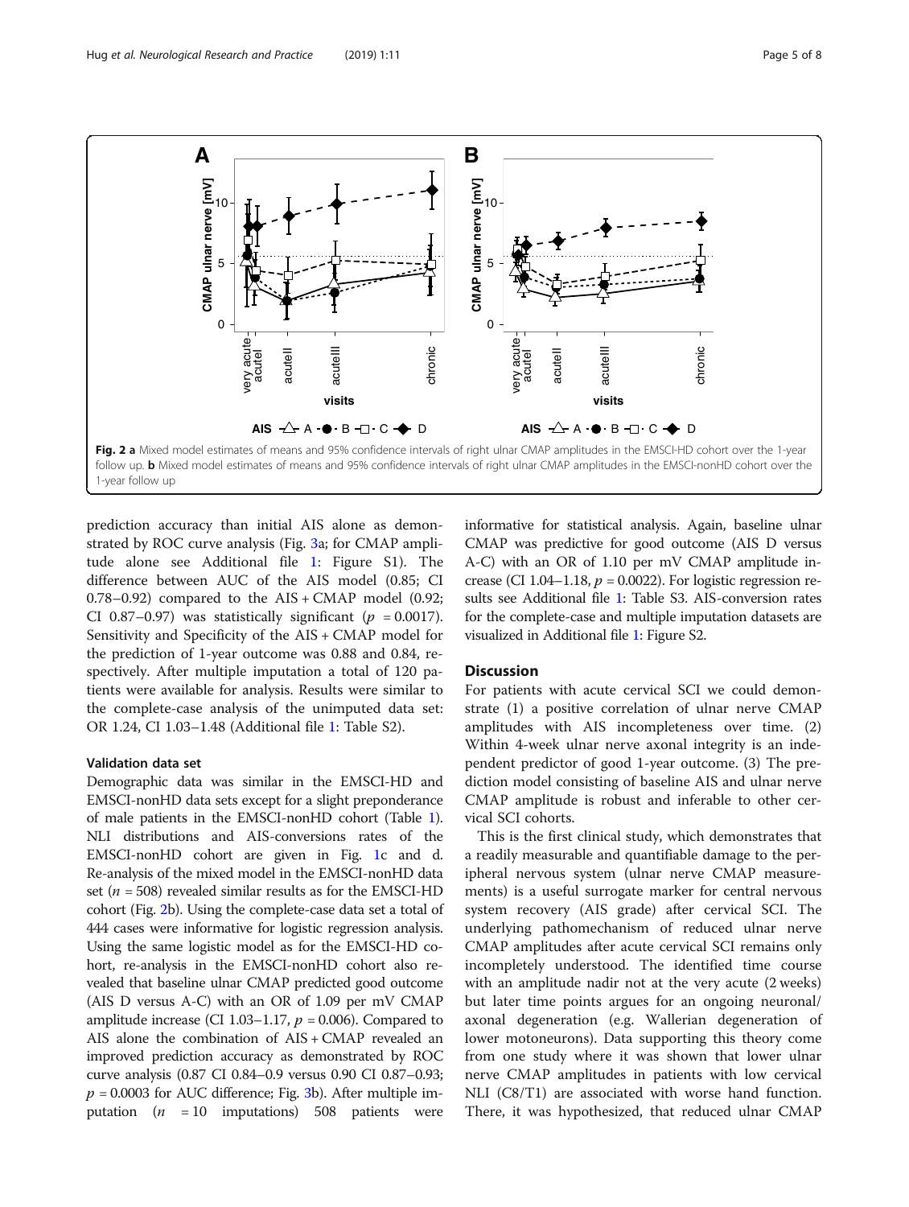Fig. 2 **a** Mixed model estimates of means and 95% confidence intervals of right ulnar CMAP amplitudes in the EMSCI-HD cohort over the 1-year follow up. **b** Mixed model estimates of means and 95% confidence intervals of right ulnar CMAP amplitudes in the EMSCI-nonHD cohort over the 1-year follow up

prediction accuracy than initial AIS alone as demonstrated by ROC curve analysis (Fig. 3a; for CMAP amplitude alone see Additional file 1: Figure S1). The difference between AUC of the AIS model (0.85; CI 0.78–0.92) compared to the AIS + CMAP model (0.92; CI 0.87–0.97) was statistically significant ($p = 0.0017$). Sensitivity and Specificity of the AIS + CMAP model for the prediction of 1-year outcome was 0.88 and 0.84, respectively. After multiple imputation a total of 120 patients were available for analysis. Results were similar to the complete-case analysis of the unimputed data set: OR 1.24, CI 1.03–1.48 (Additional file 1: Table S2).

### Validation data set

Demographic data was similar in the EMSCI-HD and EMSCI-nonHD data sets except for a slight preponderance of male patients in the EMSCI-nonHD cohort (Table 1). NLI distributions and AIS-conversions rates of the EMSCI-nonHD cohort are given in Fig. 1c and d. Re-analysis of the mixed model in the EMSCI-nonHD data set ($n = 508$) revealed similar results as for the EMSCI-HD cohort (Fig. 2b). Using the complete-case data set a total of 444 cases were informative for logistic regression analysis. Using the same logistic model as for the EMSCI-HD cohort, re-analysis in the EMSCI-nonHD cohort also revealed that baseline ulnar CMAP predicted good outcome (AIS D versus A-C) with an OR of 1.09 per mV CMAP amplitude increase (CI 1.03–1.17, $p = 0.006$). Compared to AIS alone the combination of AIS + CMAP revealed an improved prediction accuracy as demonstrated by ROC curve analysis (0.87 CI 0.84–0.9 versus 0.90 CI 0.87–0.93; $p = 0.0003$ for AUC difference; Fig. 3b). After multiple imputation ($n = 10$ imputations) 508 patients were informative for statistical analysis. Again, baseline ulnar CMAP was predictive for good outcome (AIS D versus A-C) with an OR of 1.10 per mV CMAP amplitude increase (CI 1.04–1.18, $p = 0.0022$). For logistic regression results see Additional file 1: Table S3. AIS-conversion rates for the complete-case and multiple imputation datasets are visualized in Additional file 1: Figure S2.

## Discussion

For patients with acute cervical SCI we could demonstrate (1) a positive correlation of ulnar nerve CMAP amplitudes with AIS incompleteness over time. (2) Within 4-week ulnar nerve axonal integrity is an independent predictor of good 1-year outcome. (3) The prediction model consisting of baseline AIS and ulnar nerve CMAP amplitude is robust and inferable to other cervical SCI cohorts.

This is the first clinical study, which demonstrates that a readily measurable and quantifiable damage to the peripheral nervous system (ulnar nerve CMAP measurements) is a useful surrogate marker for central nervous system recovery (AIS grade) after cervical SCI. The underlying pathomechanism of reduced ulnar nerve CMAP amplitudes after acute cervical SCI remains only incompletely understood. The identified time course with an amplitude nadir not at the very acute (2 weeks) but later time points argues for an ongoing neuronal/axonal degeneration (e.g. Wallerian degeneration of lower motoneurons). Data supporting this theory come from one study where it was shown that lower ulnar nerve CMAP amplitudes in patients with low cervical NLI (C8/T1) are associated with worse hand function. There, it was hypothesized, that reduced ulnar CMAP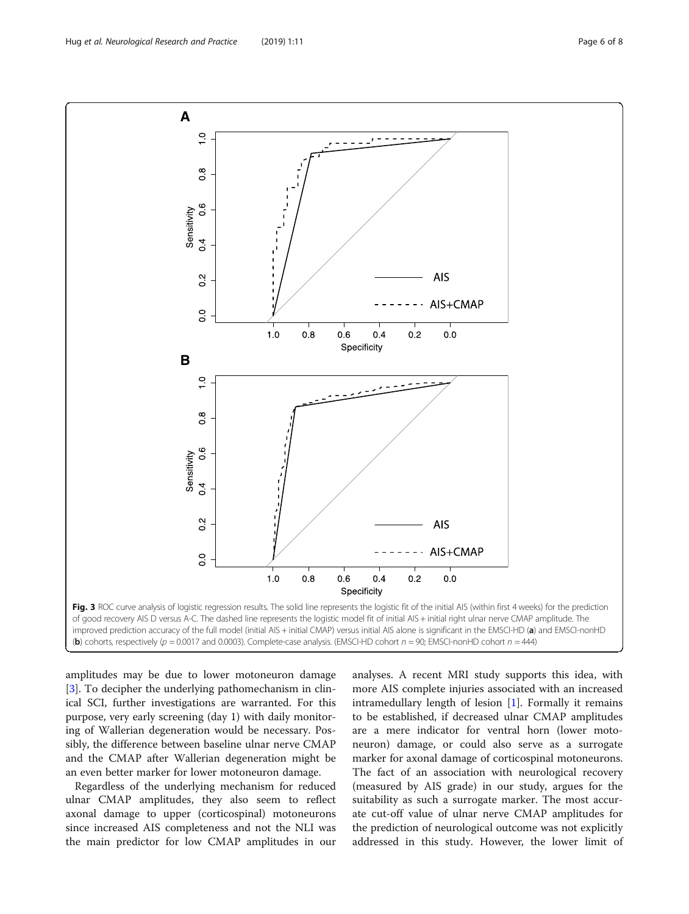**Fig. 3** ROC curve analysis of logistic regression results. The solid line represents the logistic fit of the initial AIS (within first 4 weeks) for the prediction of good recovery AIS D versus A-C. The dashed line represents the logistic model fit of initial AIS + initial right ulnar nerve CMAP amplitude. The improved prediction accuracy of the full model (initial AIS + initial CMAP) versus initial AIS alone is significant in the EMSCI-HD (**a**) and EMSCI-nonHD (**b**) cohorts, respectively ($p = 0.0017$ and 0.0003). Complete-case analysis. (EMSCI-HD cohort $n = 90$; EMSCI-nonHD cohort $n = 444$)

amplitudes may be due to lower motoneuron damage [3]. To decipher the underlying pathomechanism in clinical SCI, further investigations are warranted. For this purpose, very early screening (day 1) with daily monitoring of Wallerian degeneration would be necessary. Possibly, the difference between baseline ulnar nerve CMAP and the CMAP after Wallerian degeneration might be an even better marker for lower motoneuron damage.

Regardless of the underlying mechanism for reduced ulnar CMAP amplitudes, they also seem to reflect axonal damage to upper (corticospinal) motoneurons since increased AIS completeness and not the NLI was the main predictor for low CMAP amplitudes in our analyses. A recent MRI study supports this idea, with more AIS complete injuries associated with an increased intramedullary length of lesion [1]. Formally it remains to be established, if decreased ulnar CMAP amplitudes are a mere indicator for ventral horn (lower motoneuron) damage, or could also serve as a surrogate marker for axonal damage of corticospinal motoneurons. The fact of an association with neurological recovery (measured by AIS grade) in our study, argues for the suitability as such a surrogate marker. The most accurate cut-off value of ulnar nerve CMAP amplitudes for the prediction of neurological outcome was not explicitly addressed in this study. However, the lower limit of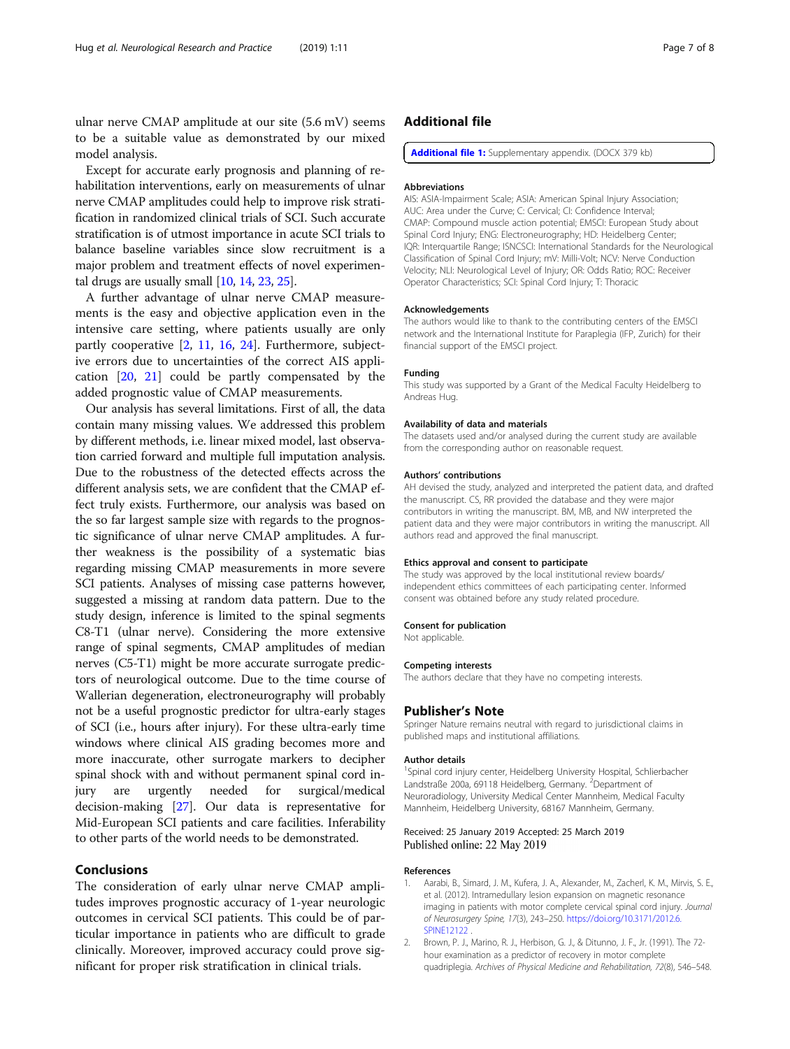ulnar nerve CMAP amplitude at our site (5.6 mV) seems to be a suitable value as demonstrated by our mixed model analysis.

Except for accurate early prognosis and planning of rehabilitation interventions, early on measurements of ulnar nerve CMAP amplitudes could help to improve risk stratification in randomized clinical trials of SCI. Such accurate stratification is of utmost importance in acute SCI trials to balance baseline variables since slow recruitment is a major problem and treatment effects of novel experimental drugs are usually small [10, 14, 23, 25].

A further advantage of ulnar nerve CMAP measurements is the easy and objective application even in the intensive care setting, where patients usually are only partly cooperative [2, 11, 16, 24]. Furthermore, subjective errors due to uncertainties of the correct AIS application [20, 21] could be partly compensated by the added prognostic value of CMAP measurements.

Our analysis has several limitations. First of all, the data contain many missing values. We addressed this problem by different methods, i.e. linear mixed model, last observation carried forward and multiple full imputation analysis. Due to the robustness of the detected effects across the different analysis sets, we are confident that the CMAP effect truly exists. Furthermore, our analysis was based on the so far largest sample size with regards to the prognostic significance of ulnar nerve CMAP amplitudes. A further weakness is the possibility of a systematic bias regarding missing CMAP measurements in more severe SCI patients. Analyses of missing case patterns however, suggested a missing at random data pattern. Due to the study design, inference is limited to the spinal segments C8-T1 (ulnar nerve). Considering the more extensive range of spinal segments, CMAP amplitudes of median nerves (C5-T1) might be more accurate surrogate predictors of neurological outcome. Due to the time course of Wallerian degeneration, electroneurography will probably not be a useful prognostic predictor for ultra-early stages of SCI (i.e., hours after injury). For these ultra-early time windows where clinical AIS grading becomes more and more inaccurate, other surrogate markers to decipher spinal shock with and without permanent spinal cord injury are urgently needed for surgical/medical decision-making [27]. Our data is representative for Mid-European SCI patients and care facilities. Inferability to other parts of the world needs to be demonstrated.

## Conclusions

The consideration of early ulnar nerve CMAP amplitudes improves prognostic accuracy of 1-year neurologic outcomes in cervical SCI patients. This could be of particular importance in patients who are difficult to grade clinically. Moreover, improved accuracy could prove significant for proper risk stratification in clinical trials.

## Additional file

**Additional file 1:** Supplementary appendix. (DOCX 379 kb)

### Abbreviations

AIS: ASIA-Impairment Scale; ASIA: American Spinal Injury Association; AUC: Area under the Curve; C: Cervical; CI: Confidence Interval; CMAP: Compound muscle action potential; EMSCI: European Study about Spinal Cord Injury; ENG: Electroneurography; HD: Heidelberg Center; IQR: Interquartile Range; ISNCSCI: International Standards for the Neurological Classification of Spinal Cord Injury; mV: Milli-Volt; NCV: Nerve Conduction Velocity; NLI: Neurological Level of Injury; OR: Odds Ratio; ROC: Receiver Operator Characteristics; SCI: Spinal Cord Injury; T: Thoracic

### Acknowledgements

The authors would like to thank to the contributing centers of the EMSCI network and the International Institute for Paraplegia (IFP, Zurich) for their financial support of the EMSCI project.

### Funding

This study was supported by a Grant of the Medical Faculty Heidelberg to Andreas Hug.

### Availability of data and materials

The datasets used and/or analysed during the current study are available from the corresponding author on reasonable request.

### Authors' contributions

AH devised the study, analyzed and interpreted the patient data, and drafted the manuscript. CS, RR provided the database and they were major contributors in writing the manuscript. BM, MB, and NW interpreted the patient data and they were major contributors in writing the manuscript. All authors read and approved the final manuscript.

### Ethics approval and consent to participate

The study was approved by the local institutional review boards/ independent ethics committees of each participating center. Informed consent was obtained before any study related procedure.

### Consent for publication

Not applicable.

### Competing interests

The authors declare that they have no competing interests.

## Publisher's Note

Springer Nature remains neutral with regard to jurisdictional claims in published maps and institutional affiliations.

### Author details

[1]Spinal cord injury center, Heidelberg University Hospital, Schlierbacher Landstraße 200a, 69118 Heidelberg, Germany. [2]Department of Neuroradiology, University Medical Center Mannheim, Medical Faculty Mannheim, Heidelberg University, 68167 Mannheim, Germany.

Received: 25 January 2019 Accepted: 25 March 2019
Published online: 22 May 2019

### References

1. Aarabi, B., Simard, J. M., Kufera, J. A., Alexander, M., Zacherl, K. M., Mirvis, S. E., et al. (2012). Intramedullary lesion expansion on magnetic resonance imaging in patients with motor complete cervical spinal cord injury. *Journal of Neurosurgery Spine, 17*(3), 243–250. https://doi.org/10.3171/2012.6.SPINE12122 .
2. Brown, P. J., Marino, R. J., Herbison, G. J., & Ditunno, J. F., Jr. (1991). The 72-hour examination as a predictor of recovery in motor complete quadriplegia. *Archives of Physical Medicine and Rehabilitation, 72*(8), 546–548.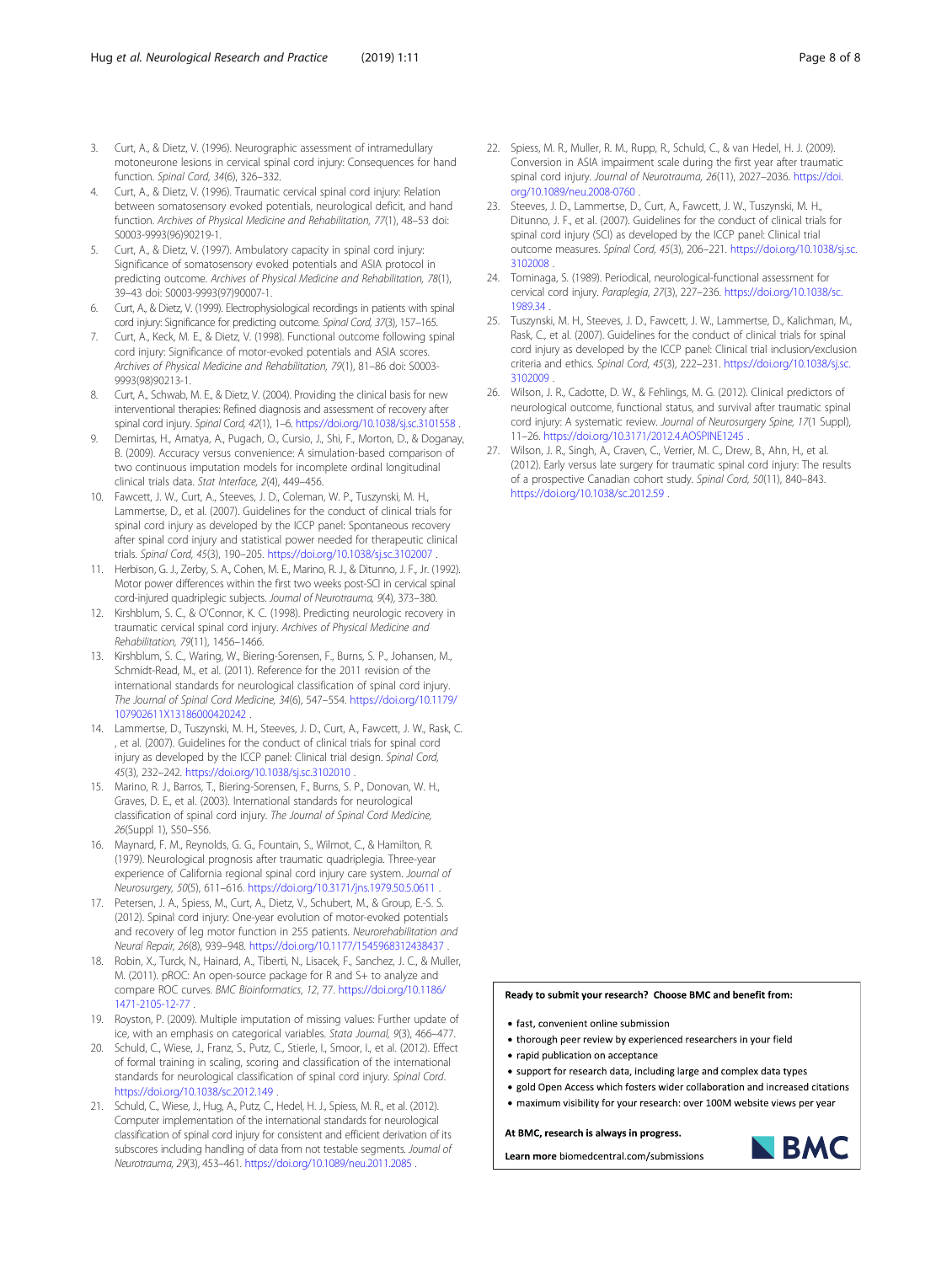3. Curt, A., & Dietz, V. (1996). Neurographic assessment of intramedullary motoneurone lesions in cervical spinal cord injury: Consequences for hand function. *Spinal Cord, 34*(6), 326–332.
4. Curt, A., & Dietz, V. (1996). Traumatic cervical spinal cord injury: Relation between somatosensory evoked potentials, neurological deficit, and hand function. *Archives of Physical Medicine and Rehabilitation, 77*(1), 48–53 doi: S0003-9993(96)90219-1.
5. Curt, A., & Dietz, V. (1997). Ambulatory capacity in spinal cord injury: Significance of somatosensory evoked potentials and ASIA protocol in predicting outcome. *Archives of Physical Medicine and Rehabilitation, 78*(1), 39–43 doi: S0003-9993(97)90007-1.
6. Curt, A., & Dietz, V. (1999). Electrophysiological recordings in patients with spinal cord injury: Significance for predicting outcome. *Spinal Cord, 37*(3), 157–165.
7. Curt, A., Keck, M. E., & Dietz, V. (1998). Functional outcome following spinal cord injury: Significance of motor-evoked potentials and ASIA scores. *Archives of Physical Medicine and Rehabilitation, 79*(1), 81–86 doi: S0003-9993(98)90213-1.
8. Curt, A., Schwab, M. E., & Dietz, V. (2004). Providing the clinical basis for new interventional therapies: Refined diagnosis and assessment of recovery after spinal cord injury. *Spinal Cord, 42*(1), 1–6. https://doi.org/10.1038/sj.sc.3101558 .
9. Demirtas, H., Amatya, A., Pugach, O., Cursio, J., Shi, F., Morton, D., & Doganay, B. (2009). Accuracy versus convenience: A simulation-based comparison of two continuous imputation models for incomplete ordinal longitudinal clinical trials data. *Stat Interface, 2*(4), 449–456.
10. Fawcett, J. W., Curt, A., Steeves, J. D., Coleman, W. P., Tuszynski, M. H., Lammertse, D., et al. (2007). Guidelines for the conduct of clinical trials for spinal cord injury as developed by the ICCP panel: Spontaneous recovery after spinal cord injury and statistical power needed for therapeutic clinical trials. *Spinal Cord, 45*(3), 190–205. https://doi.org/10.1038/sj.sc.3102007 .
11. Herbison, G. J., Zerby, S. A., Cohen, M. E., Marino, R. J., & Ditunno, J. F., Jr. (1992). Motor power differences within the first two weeks post-SCI in cervical spinal cord-injured quadriplegic subjects. *Journal of Neurotrauma, 9*(4), 373–380.
12. Kirshblum, S. C., & O'Connor, K. C. (1998). Predicting neurologic recovery in traumatic cervical spinal cord injury. *Archives of Physical Medicine and Rehabilitation, 79*(11), 1456–1466.
13. Kirshblum, S. C., Waring, W., Biering-Sorensen, F., Burns, S. P., Johansen, M., Schmidt-Read, M., et al. (2011). Reference for the 2011 revision of the international standards for neurological classification of spinal cord injury. *The Journal of Spinal Cord Medicine, 34*(6), 547–554. https://doi.org/10.1179/107902611X13186000420242 .
14. Lammertse, D., Tuszynski, M. H., Steeves, J. D., Curt, A., Fawcett, J. W., Rask, C. , et al. (2007). Guidelines for the conduct of clinical trials for spinal cord injury as developed by the ICCP panel: Clinical trial design. *Spinal Cord, 45*(3), 232–242. https://doi.org/10.1038/sj.sc.3102010 .
15. Marino, R. J., Barros, T., Biering-Sorensen, F., Burns, S. P., Donovan, W. H., Graves, D. E., et al. (2003). International standards for neurological classification of spinal cord injury. *The Journal of Spinal Cord Medicine, 26*(Suppl 1), S50–S56.
16. Maynard, F. M., Reynolds, G. G., Fountain, S., Wilmot, C., & Hamilton, R. (1979). Neurological prognosis after traumatic quadriplegia. Three-year experience of California regional spinal cord injury care system. *Journal of Neurosurgery, 50*(5), 611–616. https://doi.org/10.3171/jns.1979.50.5.0611 .
17. Petersen, J. A., Spiess, M., Curt, A., Dietz, V., Schubert, M., & Group, E.-S. S. (2012). Spinal cord injury: One-year evolution of motor-evoked potentials and recovery of leg motor function in 255 patients. *Neurorehabilitation and Neural Repair, 26*(8), 939–948. https://doi.org/10.1177/1545968312438437 .
18. Robin, X., Turck, N., Hainard, A., Tiberti, N., Lisacek, F., Sanchez, J. C., & Muller, M. (2011). pROC: An open-source package for R and S+ to analyze and compare ROC curves. *BMC Bioinformatics, 12*, 77. https://doi.org/10.1186/1471-2105-12-77 .
19. Royston, P. (2009). Multiple imputation of missing values: Further update of ice, with an emphasis on categorical variables. *Stata Journal, 9*(3), 466–477.
20. Schuld, C., Wiese, J., Franz, S., Putz, C., Stierle, I., Smoor, I., et al. (2012). Effect of formal training in scaling, scoring and classification of the international standards for neurological classification of spinal cord injury. *Spinal Cord*. https://doi.org/10.1038/sc.2012.149 .
21. Schuld, C., Wiese, J., Hug, A., Putz, C., Hedel, H. J., Spiess, M. R., et al. (2012). Computer implementation of the international standards for neurological classification of spinal cord injury for consistent and efficient derivation of its subscores including handling of data from not testable segments. *Journal of Neurotrauma, 29*(3), 453–461. https://doi.org/10.1089/neu.2011.2085 .
22. Spiess, M. R., Muller, R. M., Rupp, R., Schuld, C., & van Hedel, H. J. (2009). Conversion in ASIA impairment scale during the first year after traumatic spinal cord injury. *Journal of Neurotrauma, 26*(11), 2027–2036. https://doi.org/10.1089/neu.2008-0760 .
23. Steeves, J. D., Lammertse, D., Curt, A., Fawcett, J. W., Tuszynski, M. H., Ditunno, J. F., et al. (2007). Guidelines for the conduct of clinical trials for spinal cord injury (SCI) as developed by the ICCP panel: Clinical trial outcome measures. *Spinal Cord, 45*(3), 206–221. https://doi.org/10.1038/sj.sc.3102008 .
24. Tominaga, S. (1989). Periodical, neurological-functional assessment for cervical cord injury. *Paraplegia, 27*(3), 227–236. https://doi.org/10.1038/sc.1989.34 .
25. Tuszynski, M. H., Steeves, J. D., Fawcett, J. W., Lammertse, D., Kalichman, M., Rask, C., et al. (2007). Guidelines for the conduct of clinical trials for spinal cord injury as developed by the ICCP panel: Clinical trial inclusion/exclusion criteria and ethics. *Spinal Cord, 45*(3), 222–231. https://doi.org/10.1038/sj.sc.3102009 .
26. Wilson, J. R., Cadotte, D. W., & Fehlings, M. G. (2012). Clinical predictors of neurological outcome, functional status, and survival after traumatic spinal cord injury: A systematic review. *Journal of Neurosurgery Spine, 17*(1 Suppl), 11–26. https://doi.org/10.3171/2012.4.AOSPINE1245 .
27. Wilson, J. R., Singh, A., Craven, C., Verrier, M. C., Drew, B., Ahn, H., et al. (2012). Early versus late surgery for traumatic spinal cord injury: The results of a prospective Canadian cohort study. *Spinal Cord, 50*(11), 840–843. https://doi.org/10.1038/sc.2012.59 .

**Ready to submit your research? Choose BMC and benefit from:**

- fast, convenient online submission
- thorough peer review by experienced researchers in your field
- rapid publication on acceptance
- support for research data, including large and complex data types
- gold Open Access which fosters wider collaboration and increased citations
- maximum visibility for your research: over 100M website views per year

**At BMC, research is always in progress.**

**Learn more** biomedcentral.com/submissions

BMC